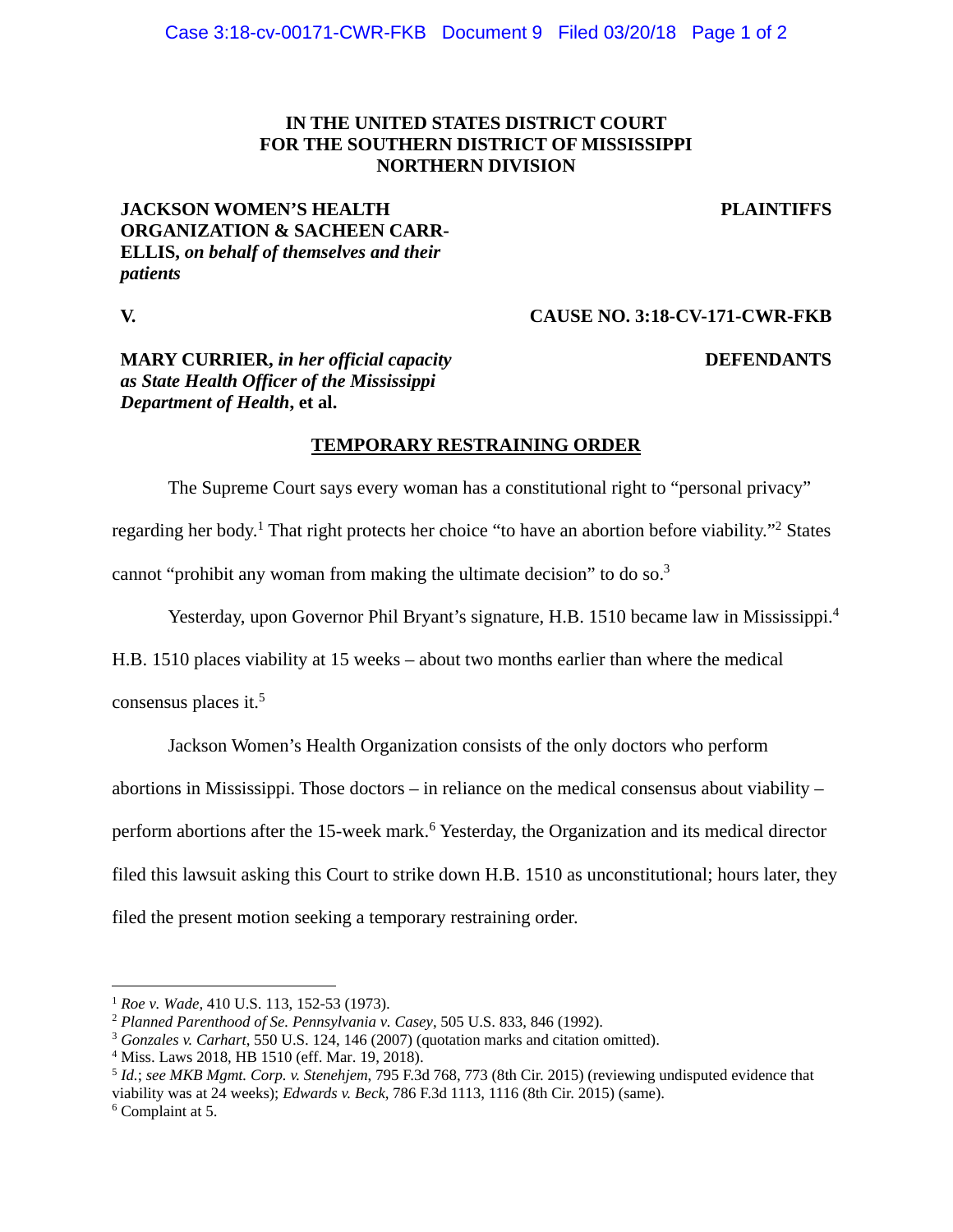**IN THE UNITED STATES DISTRICT COURT FOR THE SOUTHERN DISTRICT OF MISSISSIPPI NORTHERN DIVISION**

**JACKSON WOMEN'S HEALTH ORGANIZATION & SACHEEN CARR-ELLIS,** ***on behalf of themselves and their patients*** — **PLAINTIFFS**

**V.** — **CAUSE NO. 3:18-CV-171-CWR-FKB**

**MARY CURRIER,** ***in her official capacity as State Health Officer of the Mississippi Department of Health*****, et al.** — **DEFENDANTS**

**TEMPORARY RESTRAINING ORDER**

The Supreme Court says every woman has a constitutional right to "personal privacy" regarding her body.[1] That right protects her choice "to have an abortion before viability."[2] States cannot "prohibit any woman from making the ultimate decision" to do so.[3]

Yesterday, upon Governor Phil Bryant's signature, H.B. 1510 became law in Mississippi.[4] H.B. 1510 places viability at 15 weeks – about two months earlier than where the medical consensus places it.[5]

Jackson Women's Health Organization consists of the only doctors who perform abortions in Mississippi. Those doctors – in reliance on the medical consensus about viability – perform abortions after the 15-week mark.[6] Yesterday, the Organization and its medical director filed this lawsuit asking this Court to strike down H.B. 1510 as unconstitutional; hours later, they filed the present motion seeking a temporary restraining order.

---

[1] *Roe v. Wade*, 410 U.S. 113, 152-53 (1973).

[2] *Planned Parenthood of Se. Pennsylvania v. Casey*, 505 U.S. 833, 846 (1992).

[3] *Gonzales v. Carhart*, 550 U.S. 124, 146 (2007) (quotation marks and citation omitted).

[4] Miss. Laws 2018, HB 1510 (eff. Mar. 19, 2018).

[5] *Id.*; *see MKB Mgmt. Corp. v. Stenehjem*, 795 F.3d 768, 773 (8th Cir. 2015) (reviewing undisputed evidence that viability was at 24 weeks); *Edwards v. Beck*, 786 F.3d 1113, 1116 (8th Cir. 2015) (same).

[6] Complaint at 5.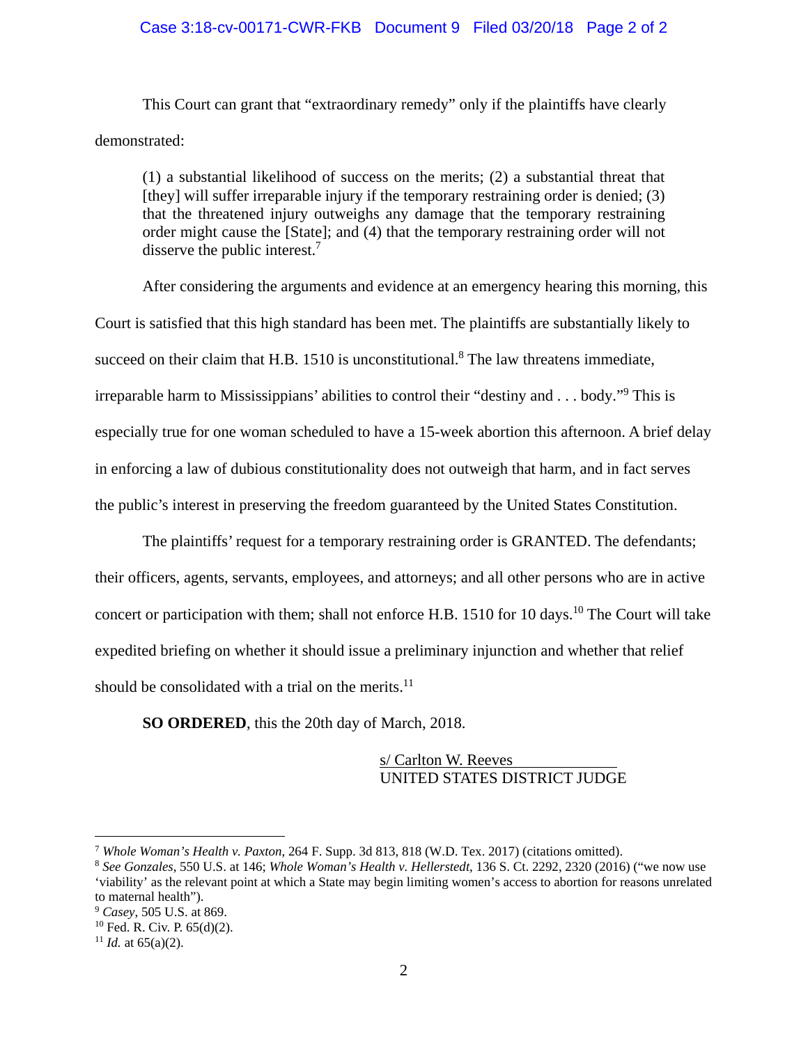This Court can grant that "extraordinary remedy" only if the plaintiffs have clearly demonstrated:

> (1) a substantial likelihood of success on the merits; (2) a substantial threat that [they] will suffer irreparable injury if the temporary restraining order is denied; (3) that the threatened injury outweighs any damage that the temporary restraining order might cause the [State]; and (4) that the temporary restraining order will not disserve the public interest.[7]

After considering the arguments and evidence at an emergency hearing this morning, this Court is satisfied that this high standard has been met. The plaintiffs are substantially likely to succeed on their claim that H.B. 1510 is unconstitutional.[8] The law threatens immediate, irreparable harm to Mississippians' abilities to control their "destiny and . . . body."[9] This is especially true for one woman scheduled to have a 15-week abortion this afternoon. A brief delay in enforcing a law of dubious constitutionality does not outweigh that harm, and in fact serves the public's interest in preserving the freedom guaranteed by the United States Constitution.

The plaintiffs' request for a temporary restraining order is GRANTED. The defendants; their officers, agents, servants, employees, and attorneys; and all other persons who are in active concert or participation with them; shall not enforce H.B. 1510 for 10 days.[10] The Court will take expedited briefing on whether it should issue a preliminary injunction and whether that relief should be consolidated with a trial on the merits.[11]

**SO ORDERED**, this the 20th day of March, 2018.

s/ Carlton W. Reeves
UNITED STATES DISTRICT JUDGE

---

[7] *Whole Woman's Health v. Paxton*, 264 F. Supp. 3d 813, 818 (W.D. Tex. 2017) (citations omitted).

[8] *See Gonzales*, 550 U.S. at 146; *Whole Woman's Health v. Hellerstedt*, 136 S. Ct. 2292, 2320 (2016) ("we now use 'viability' as the relevant point at which a State may begin limiting women's access to abortion for reasons unrelated to maternal health").

[9] *Casey*, 505 U.S. at 869.

[10] Fed. R. Civ. P. 65(d)(2).

[11] *Id.* at 65(a)(2).